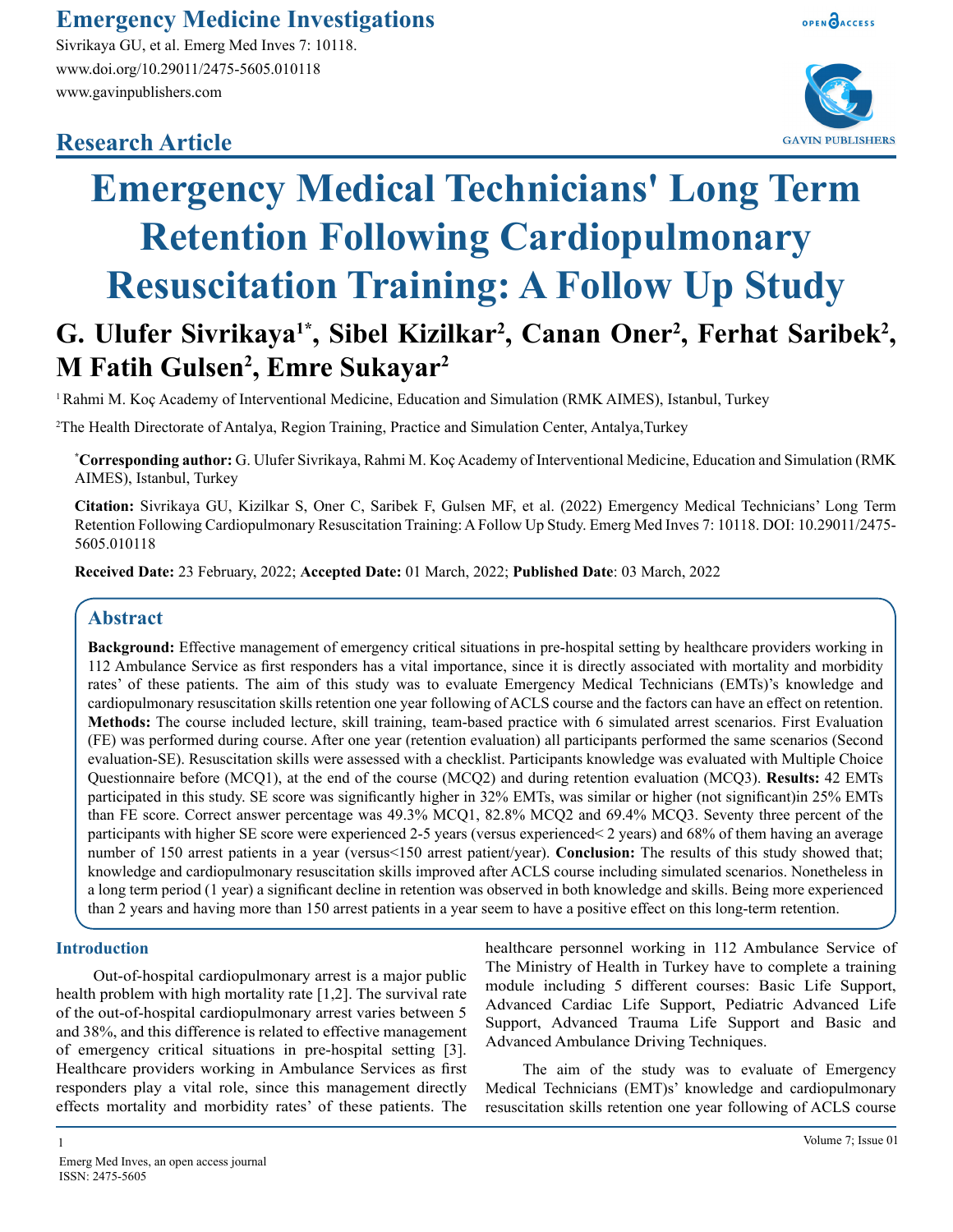# Emergency Medical Technicians' Long Term Retention Following Cardiopulmonary Resuscitation Training: A Follow Up Study

**Research Article**

**G. Ulufer Sivrikaya[1*], Sibel Kizilkar[2], Canan Oner[2], Ferhat Saribek[2], M Fatih Gulsen[2], Emre Sukayar[2]**

[1] Rahmi M. Koç Academy of Interventional Medicine, Education and Simulation (RMK AIMES), Istanbul, Turkey

[2] The Health Directorate of Antalya, Region Training, Practice and Simulation Center, Antalya, Turkey

**\*Corresponding author:** G. Ulufer Sivrikaya, Rahmi M. Koç Academy of Interventional Medicine, Education and Simulation (RMK AIMES), Istanbul, Turkey

**Citation:** Sivrikaya GU, Kizilkar S, Oner C, Saribek F, Gulsen MF, et al. (2022) Emergency Medical Technicians' Long Term Retention Following Cardiopulmonary Resuscitation Training: A Follow Up Study. Emerg Med Inves 7: 10118. DOI: 10.29011/2475-5605.010118

**Received Date:** 23 February, 2022; **Accepted Date:** 01 March, 2022; **Published Date**: 03 March, 2022

## Abstract

**Background:** Effective management of emergency critical situations in pre-hospital setting by healthcare providers working in 112 Ambulance Service as first responders has a vital importance, since it is directly associated with mortality and morbidity rates' of these patients. The aim of this study was to evaluate Emergency Medical Technicians (EMTs)'s knowledge and cardiopulmonary resuscitation skills retention one year following of ACLS course and the factors can have an effect on retention. **Methods:** The course included lecture, skill training, team-based practice with 6 simulated arrest scenarios. First Evaluation (FE) was performed during course. After one year (retention evaluation) all participants performed the same scenarios (Second evaluation-SE). Resuscitation skills were assessed with a checklist. Participants knowledge was evaluated with Multiple Choice Questionnaire before (MCQ1), at the end of the course (MCQ2) and during retention evaluation (MCQ3). **Results:** 42 EMTs participated in this study. SE score was significantly higher in 32% EMTs, was similar or higher (not significant)in 25% EMTs than FE score. Correct answer percentage was 49.3% MCQ1, 82.8% MCQ2 and 69.4% MCQ3. Seventy three percent of the participants with higher SE score were experienced 2-5 years (versus experienced< 2 years) and 68% of them having an average number of 150 arrest patients in a year (versus<150 arrest patient/year). **Conclusion:** The results of this study showed that; knowledge and cardiopulmonary resuscitation skills improved after ACLS course including simulated scenarios. Nonetheless in a long term period (1 year) a significant decline in retention was observed in both knowledge and skills. Being more experienced than 2 years and having more than 150 arrest patients in a year seem to have a positive effect on this long-term retention.

## Introduction

Out-of-hospital cardiopulmonary arrest is a major public health problem with high mortality rate [1,2]. The survival rate of the out-of-hospital cardiopulmonary arrest varies between 5 and 38%, and this difference is related to effective management of emergency critical situations in pre-hospital setting [3]. Healthcare providers working in Ambulance Services as first responders play a vital role, since this management directly effects mortality and morbidity rates' of these patients. The healthcare personnel working in 112 Ambulance Service of The Ministry of Health in Turkey have to complete a training module including 5 different courses: Basic Life Support, Advanced Cardiac Life Support, Pediatric Advanced Life Support, Advanced Trauma Life Support and Basic and Advanced Ambulance Driving Techniques.

The aim of the study was to evaluate of Emergency Medical Technicians (EMT)s' knowledge and cardiopulmonary resuscitation skills retention one year following of ACLS course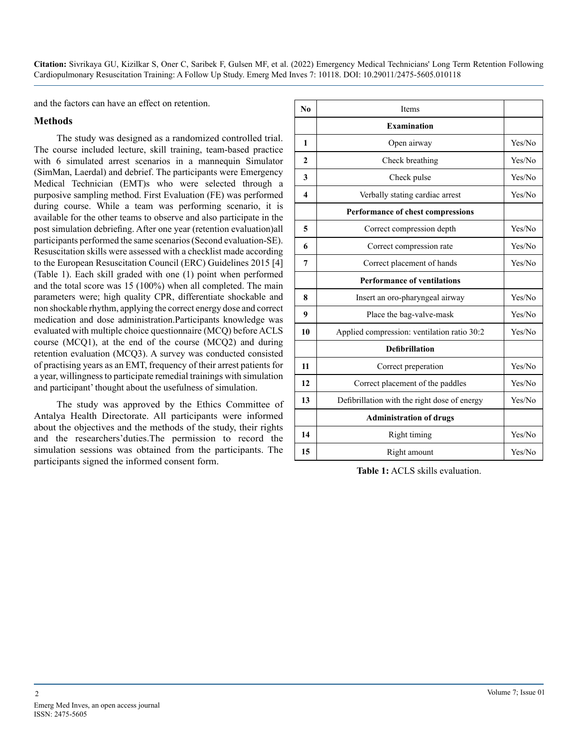and the factors can have an effect on retention.

## Methods

The study was designed as a randomized controlled trial. The course included lecture, skill training, team-based practice with 6 simulated arrest scenarios in a mannequin Simulator (SimMan, Laerdal) and debrief. The participants were Emergency Medical Technician (EMT)s who were selected through a purposive sampling method. First Evaluation (FE) was performed during course. While a team was performing scenario, it is available for the other teams to observe and also participate in the post simulation debriefing. After one year (retention evaluation)all participants performed the same scenarios (Second evaluation-SE). Resuscitation skills were assessed with a checklist made according to the European Resuscitation Council (ERC) Guidelines 2015 [4] (Table 1). Each skill graded with one (1) point when performed and the total score was 15 (100%) when all completed. The main parameters were; high quality CPR, differentiate shockable and non shockable rhythm, applying the correct energy dose and correct medication and dose administration.Participants knowledge was evaluated with multiple choice questionnaire (MCQ) before ACLS course (MCQ1), at the end of the course (MCQ2) and during retention evaluation (MCQ3). A survey was conducted consisted of practising years as an EMT, frequency of their arrest patients for a year, willingness to participate remedial trainings with simulation and participant' thought about the usefulness of simulation.

The study was approved by the Ethics Committee of Antalya Health Directorate. All participants were informed about the objectives and the methods of the study, their rights and the researchers'duties.The permission to record the simulation sessions was obtained from the participants. The participants signed the informed consent form.

| No | Items | |
|---|---|---|
| | **Examination** | |
| **1** | Open airway | Yes/No |
| **2** | Check breathing | Yes/No |
| **3** | Check pulse | Yes/No |
| **4** | Verbally stating cardiac arrest | Yes/No |
| | **Performance of chest compressions** | |
| **5** | Correct compression depth | Yes/No |
| **6** | Correct compression rate | Yes/No |
| **7** | Correct placement of hands | Yes/No |
| | **Performance of ventilations** | |
| **8** | Insert an oro-pharyngeal airway | Yes/No |
| **9** | Place the bag-valve-mask | Yes/No |
| **10** | Applied compression: ventilation ratio 30:2 | Yes/No |
| | **Defibrillation** | |
| **11** | Correct preperation | Yes/No |
| **12** | Correct placement of the paddles | Yes/No |
| **13** | Defibrillation with the right dose of energy | Yes/No |
| | **Administration of drugs** | |
| **14** | Right timing | Yes/No |
| **15** | Right amount | Yes/No |

**Table 1:** ACLS skills evaluation.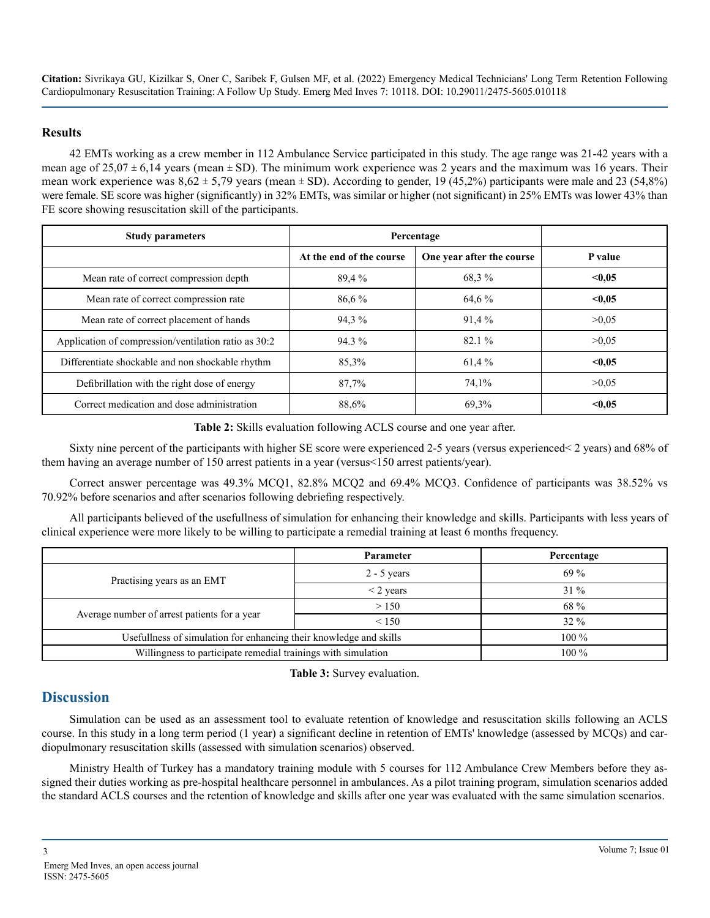## Results

42 EMTs working as a crew member in 112 Ambulance Service participated in this study. The age range was 21-42 years with a mean age of 25,07 ± 6,14 years (mean ± SD). The minimum work experience was 2 years and the maximum was 16 years. Their mean work experience was 8,62 ± 5,79 years (mean ± SD). According to gender, 19 (45,2%) participants were male and 23 (54,8%) were female. SE score was higher (significantly) in 32% EMTs, was similar or higher (not significant) in 25% EMTs was lower 43% than FE score showing resuscitation skill of the participants.

| Study parameters | Percentage | | |
|---|---|---|---|
| | At the end of the course | One year after the course | P value |
| Mean rate of correct compression depth | 89,4 % | 68,3 % | **<0,05** |
| Mean rate of correct compression rate | 86,6 % | 64,6 % | **<0,05** |
| Mean rate of correct placement of hands | 94,3 % | 91,4 % | >0,05 |
| Application of compression/ventilation ratio as 30:2 | 94.3 % | 82.1 % | >0,05 |
| Differentiate shockable and non shockable rhythm | 85,3% | 61,4 % | **<0,05** |
| Defibrillation with the right dose of energy | 87,7% | 74,1% | >0,05 |
| Correct medication and dose administration | 88,6% | 69,3% | **<0,05** |

**Table 2:** Skills evaluation following ACLS course and one year after.

Sixty nine percent of the participants with higher SE score were experienced 2-5 years (versus experienced< 2 years) and 68% of them having an average number of 150 arrest patients in a year (versus<150 arrest patients/year).

Correct answer percentage was 49.3% MCQ1, 82.8% MCQ2 and 69.4% MCQ3. Confidence of participants was 38.52% vs 70.92% before scenarios and after scenarios following debriefing respectively.

All participants believed of the usefullness of simulation for enhancing their knowledge and skills. Participants with less years of clinical experience were more likely to be willing to participate a remedial training at least 6 months frequency.

| | Parameter | Percentage |
|---|---|---|
| Practising years as an EMT | 2 - 5 years | 69 % |
| | < 2 years | 31 % |
| Average number of arrest patients for a year | > 150 | 68 % |
| | < 150 | 32 % |
| Usefullness of simulation for enhancing their knowledge and skills | | 100 % |
| Willingness to participate remedial trainings with simulation | | 100 % |

**Table 3:** Survey evaluation.

## Discussion

Simulation can be used as an assessment tool to evaluate retention of knowledge and resuscitation skills following an ACLS course. In this study in a long term period (1 year) a significant decline in retention of EMTs' knowledge (assessed by MCQs) and cardiopulmonary resuscitation skills (assessed with simulation scenarios) observed.

Ministry Health of Turkey has a mandatory training module with 5 courses for 112 Ambulance Crew Members before they assigned their duties working as pre-hospital healthcare personnel in ambulances. As a pilot training program, simulation scenarios added the standard ACLS courses and the retention of knowledge and skills after one year was evaluated with the same simulation scenarios.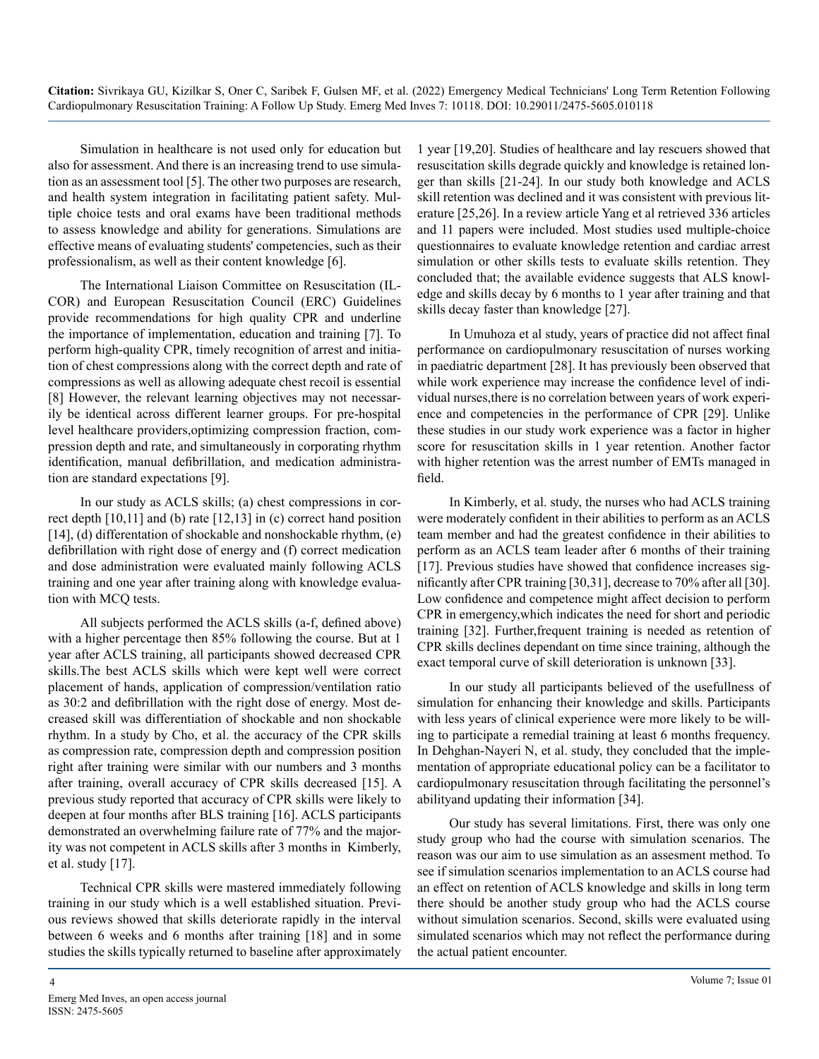Simulation in healthcare is not used only for education but also for assessment. And there is an increasing trend to use simulation as an assessment tool [5]. The other two purposes are research, and health system integration in facilitating patient safety. Multiple choice tests and oral exams have been traditional methods to assess knowledge and ability for generations. Simulations are effective means of evaluating students' competencies, such as their professionalism, as well as their content knowledge [6].

The International Liaison Committee on Resuscitation (ILCOR) and European Resuscitation Council (ERC) Guidelines provide recommendations for high quality CPR and underline the importance of implementation, education and training [7]. To perform high-quality CPR, timely recognition of arrest and initiation of chest compressions along with the correct depth and rate of compressions as well as allowing adequate chest recoil is essential [8] However, the relevant learning objectives may not necessarily be identical across different learner groups. For pre-hospital level healthcare providers,optimizing compression fraction, compression depth and rate, and simultaneously in corporating rhythm identification, manual defibrillation, and medication administration are standard expectations [9].

In our study as ACLS skills; (a) chest compressions in correct depth [10,11] and (b) rate [12,13] in (c) correct hand position [14], (d) differentation of shockable and nonshockable rhythm, (e) defibrillation with right dose of energy and (f) correct medication and dose administration were evaluated mainly following ACLS training and one year after training along with knowledge evaluation with MCQ tests.

All subjects performed the ACLS skills (a-f, defined above) with a higher percentage then 85% following the course. But at 1 year after ACLS training, all participants showed decreased CPR skills.The best ACLS skills which were kept well were correct placement of hands, application of compression/ventilation ratio as 30:2 and defibrillation with the right dose of energy. Most decreased skill was differentiation of shockable and non shockable rhythm. In a study by Cho, et al. the accuracy of the CPR skills as compression rate, compression depth and compression position right after training were similar with our numbers and 3 months after training, overall accuracy of CPR skills decreased [15]. A previous study reported that accuracy of CPR skills were likely to deepen at four months after BLS training [16]. ACLS participants demonstrated an overwhelming failure rate of 77% and the majority was not competent in ACLS skills after 3 months in Kimberly, et al. study [17].

Technical CPR skills were mastered immediately following training in our study which is a well established situation. Previous reviews showed that skills deteriorate rapidly in the interval between 6 weeks and 6 months after training [18] and in some studies the skills typically returned to baseline after approximately 1 year [19,20]. Studies of healthcare and lay rescuers showed that resuscitation skills degrade quickly and knowledge is retained longer than skills [21-24]. In our study both knowledge and ACLS skill retention was declined and it was consistent with previous literature [25,26]. In a review article Yang et al retrieved 336 articles and 11 papers were included. Most studies used multiple-choice questionnaires to evaluate knowledge retention and cardiac arrest simulation or other skills tests to evaluate skills retention. They concluded that; the available evidence suggests that ALS knowledge and skills decay by 6 months to 1 year after training and that skills decay faster than knowledge [27].

In Umuhoza et al study, years of practice did not affect final performance on cardiopulmonary resuscitation of nurses working in paediatric department [28]. It has previously been observed that while work experience may increase the confidence level of individual nurses,there is no correlation between years of work experience and competencies in the performance of CPR [29]. Unlike these studies in our study work experience was a factor in higher score for resuscitation skills in 1 year retention. Another factor with higher retention was the arrest number of EMTs managed in field.

In Kimberly, et al. study, the nurses who had ACLS training were moderately confident in their abilities to perform as an ACLS team member and had the greatest confidence in their abilities to perform as an ACLS team leader after 6 months of their training [17]. Previous studies have showed that confidence increases significantly after CPR training [30,31], decrease to 70% after all [30]. Low confidence and competence might affect decision to perform CPR in emergency,which indicates the need for short and periodic training [32]. Further,frequent training is needed as retention of CPR skills declines dependant on time since training, although the exact temporal curve of skill deterioration is unknown [33].

In our study all participants believed of the usefullness of simulation for enhancing their knowledge and skills. Participants with less years of clinical experience were more likely to be willing to participate a remedial training at least 6 months frequency. In Dehghan-Nayeri N, et al. study, they concluded that the implementation of appropriate educational policy can be a facilitator to cardiopulmonary resuscitation through facilitating the personnel's abilityand updating their information [34].

Our study has several limitations. First, there was only one study group who had the course with simulation scenarios. The reason was our aim to use simulation as an assesment method. To see if simulation scenarios implementation to an ACLS course had an effect on retention of ACLS knowledge and skills in long term there should be another study group who had the ACLS course without simulation scenarios. Second, skills were evaluated using simulated scenarios which may not reflect the performance during the actual patient encounter.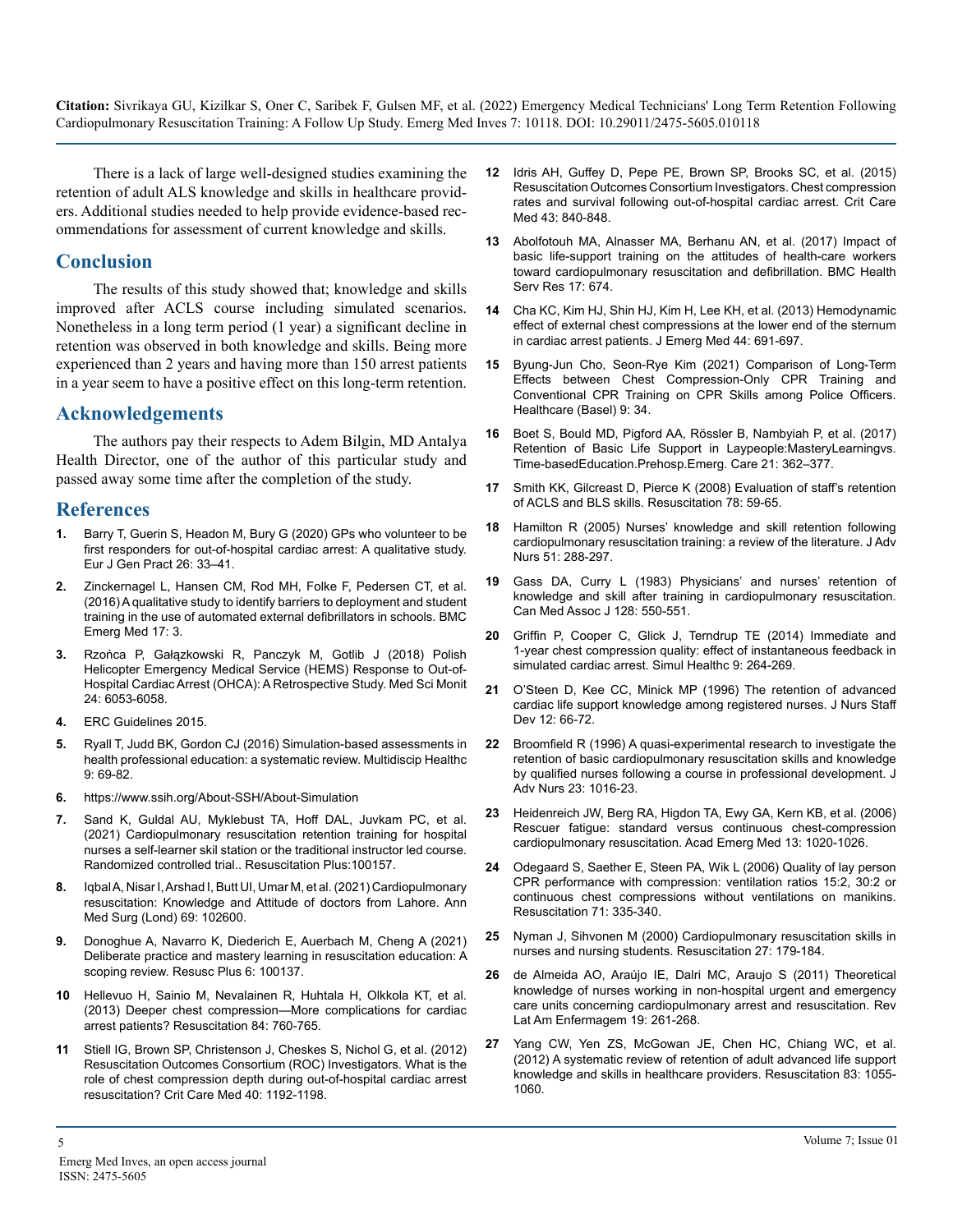There is a lack of large well-designed studies examining the retention of adult ALS knowledge and skills in healthcare providers. Additional studies needed to help provide evidence-based recommendations for assessment of current knowledge and skills.

## Conclusion

The results of this study showed that; knowledge and skills improved after ACLS course including simulated scenarios. Nonetheless in a long term period (1 year) a significant decline in retention was observed in both knowledge and skills. Being more experienced than 2 years and having more than 150 arrest patients in a year seem to have a positive effect on this long-term retention.

## Acknowledgements

The authors pay their respects to Adem Bilgin, MD Antalya Health Director, one of the author of this particular study and passed away some time after the completion of the study.

## References

1. Barry T, Guerin S, Headon M, Bury G (2020) GPs who volunteer to be first responders for out-of-hospital cardiac arrest: A qualitative study. Eur J Gen Pract 26: 33–41.
2. Zinckernagel L, Hansen CM, Rod MH, Folke F, Pedersen CT, et al. (2016) A qualitative study to identify barriers to deployment and student training in the use of automated external defibrillators in schools. BMC Emerg Med 17: 3.
3. Rzońca P, Gałązkowski R, Panczyk M, Gotlib J (2018) Polish Helicopter Emergency Medical Service (HEMS) Response to Out-of-Hospital Cardiac Arrest (OHCA): A Retrospective Study. Med Sci Monit 24: 6053-6058.
4. ERC Guidelines 2015.
5. Ryall T, Judd BK, Gordon CJ (2016) Simulation-based assessments in health professional education: a systematic review. Multidiscip Healthc 9: 69-82.
6. https://www.ssih.org/About-SSH/About-Simulation
7. Sand K, Guldal AU, Myklebust TA, Hoff DAL, Juvkam PC, et al. (2021) Cardiopulmonary resuscitation retention training for hospital nurses a self-learner skil station or the traditional instructor led course. Randomized controlled trial.. Resuscitation Plus:100157.
8. Iqbal A, Nisar I, Arshad I, Butt UI, Umar M, et al. (2021) Cardiopulmonary resuscitation: Knowledge and Attitude of doctors from Lahore. Ann Med Surg (Lond) 69: 102600.
9. Donoghue A, Navarro K, Diederich E, Auerbach M, Cheng A (2021) Deliberate practice and mastery learning in resuscitation education: A scoping review. Resusc Plus 6: 100137.
10. Hellevuo H, Sainio M, Nevalainen R, Huhtala H, Olkkola KT, et al. (2013) Deeper chest compression—More complications for cardiac arrest patients? Resuscitation 84: 760-765.
11. Stiell IG, Brown SP, Christenson J, Cheskes S, Nichol G, et al. (2012) Resuscitation Outcomes Consortium (ROC) Investigators. What is the role of chest compression depth during out-of-hospital cardiac arrest resuscitation? Crit Care Med 40: 1192-1198.
12. Idris AH, Guffey D, Pepe PE, Brown SP, Brooks SC, et al. (2015) Resuscitation Outcomes Consortium Investigators. Chest compression rates and survival following out-of-hospital cardiac arrest. Crit Care Med 43: 840-848.
13. Abolfotouh MA, Alnasser MA, Berhanu AN, et al. (2017) Impact of basic life-support training on the attitudes of health-care workers toward cardiopulmonary resuscitation and defibrillation. BMC Health Serv Res 17: 674.
14. Cha KC, Kim HJ, Shin HJ, Kim H, Lee KH, et al. (2013) Hemodynamic effect of external chest compressions at the lower end of the sternum in cardiac arrest patients. J Emerg Med 44: 691-697.
15. Byung-Jun Cho, Seon-Rye Kim (2021) Comparison of Long-Term Effects between Chest Compression-Only CPR Training and Conventional CPR Training on CPR Skills among Police Officers. Healthcare (Basel) 9: 34.
16. Boet S, Bould MD, Pigford AA, Rössler B, Nambyiah P, et al. (2017) Retention of Basic Life Support in Laypeople:MasteryLearningvs. Time-basedEducation.Prehosp.Emerg. Care 21: 362–377.
17. Smith KK, Gilcreast D, Pierce K (2008) Evaluation of staff's retention of ACLS and BLS skills. Resuscitation 78: 59-65.
18. Hamilton R (2005) Nurses' knowledge and skill retention following cardiopulmonary resuscitation training: a review of the literature. J Adv Nurs 51: 288-297.
19. Gass DA, Curry L (1983) Physicians' and nurses' retention of knowledge and skill after training in cardiopulmonary resuscitation. Can Med Assoc J 128: 550-551.
20. Griffin P, Cooper C, Glick J, Terndrup TE (2014) Immediate and 1-year chest compression quality: effect of instantaneous feedback in simulated cardiac arrest. Simul Healthc 9: 264-269.
21. O'Steen D, Kee CC, Minick MP (1996) The retention of advanced cardiac life support knowledge among registered nurses. J Nurs Staff Dev 12: 66-72.
22. Broomfield R (1996) A quasi-experimental research to investigate the retention of basic cardiopulmonary resuscitation skills and knowledge by qualified nurses following a course in professional development. J Adv Nurs 23: 1016-23.
23. Heidenreich JW, Berg RA, Higdon TA, Ewy GA, Kern KB, et al. (2006) Rescuer fatigue: standard versus continuous chest-compression cardiopulmonary resuscitation. Acad Emerg Med 13: 1020-1026.
24. Odegaard S, Saether E, Steen PA, Wik L (2006) Quality of lay person CPR performance with compression: ventilation ratios 15:2, 30:2 or continuous chest compressions without ventilations on manikins. Resuscitation 71: 335-340.
25. Nyman J, Sihvonen M (2000) Cardiopulmonary resuscitation skills in nurses and nursing students. Resuscitation 27: 179-184.
26. de Almeida AO, Araújo IE, Dalri MC, Araujo S (2011) Theoretical knowledge of nurses working in non-hospital urgent and emergency care units concerning cardiopulmonary arrest and resuscitation. Rev Lat Am Enfermagem 19: 261-268.
27. Yang CW, Yen ZS, McGowan JE, Chen HC, Chiang WC, et al. (2012) A systematic review of retention of adult advanced life support knowledge and skills in healthcare providers. Resuscitation 83: 1055-1060.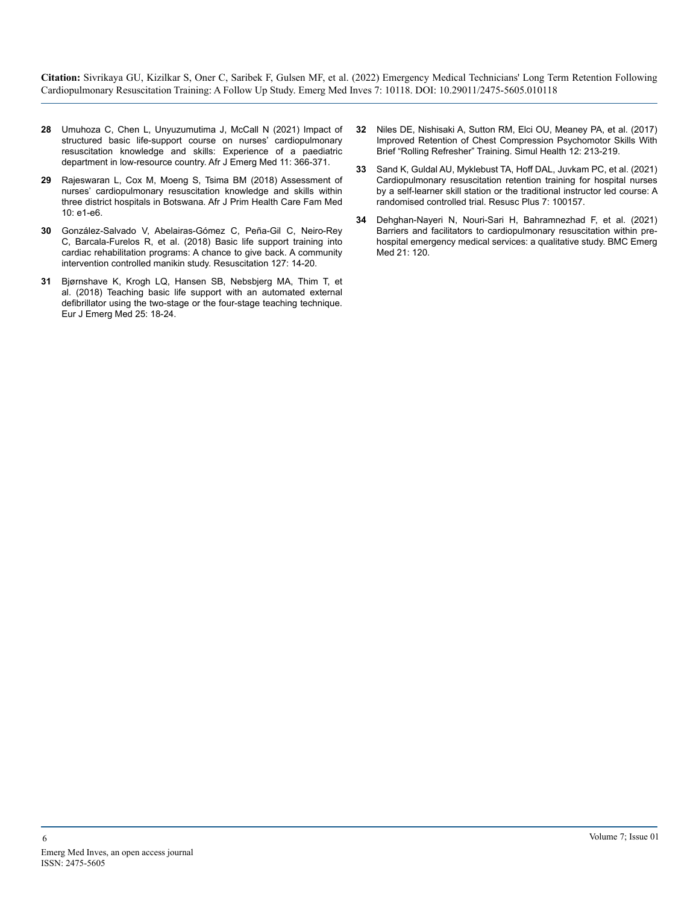28. Umuhoza C, Chen L, Unyuzumutima J, McCall N (2021) Impact of structured basic life-support course on nurses' cardiopulmonary resuscitation knowledge and skills: Experience of a paediatric department in low-resource country. Afr J Emerg Med 11: 366-371.

29. Rajeswaran L, Cox M, Moeng S, Tsima BM (2018) Assessment of nurses' cardiopulmonary resuscitation knowledge and skills within three district hospitals in Botswana. Afr J Prim Health Care Fam Med 10: e1-e6.

30. González-Salvado V, Abelairas-Gómez C, Peña-Gil C, Neiro-Rey C, Barcala-Furelos R, et al. (2018) Basic life support training into cardiac rehabilitation programs: A chance to give back. A community intervention controlled manikin study. Resuscitation 127: 14-20.

31. Bjørnshave K, Krogh LQ, Hansen SB, Nebsbjerg MA, Thim T, et al. (2018) Teaching basic life support with an automated external defibrillator using the two-stage or the four-stage teaching technique. Eur J Emerg Med 25: 18-24.

32. Niles DE, Nishisaki A, Sutton RM, Elci OU, Meaney PA, et al. (2017) Improved Retention of Chest Compression Psychomotor Skills With Brief "Rolling Refresher" Training. Simul Health 12: 213-219.

33. Sand K, Guldal AU, Myklebust TA, Hoff DAL, Juvkam PC, et al. (2021) Cardiopulmonary resuscitation retention training for hospital nurses by a self-learner skill station or the traditional instructor led course: A randomised controlled trial. Resusc Plus 7: 100157.

34. Dehghan-Nayeri N, Nouri-Sari H, Bahramnezhad F, et al. (2021) Barriers and facilitators to cardiopulmonary resuscitation within pre-hospital emergency medical services: a qualitative study. BMC Emerg Med 21: 120.